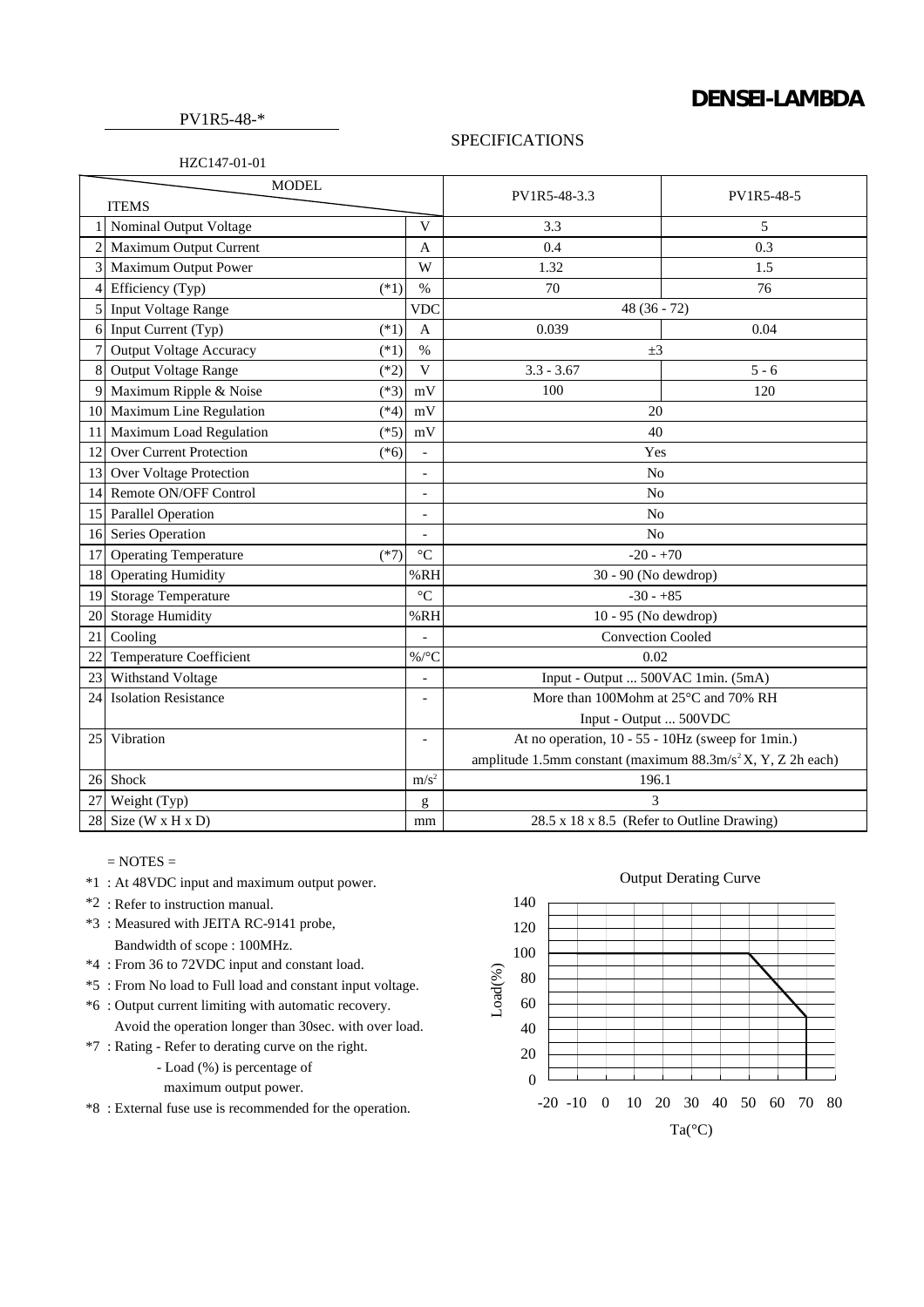# DENSEI-LAMBDA

PV1R5-48-*

HZC147-01-01

## SPECIFICATIONS

| | ITEMS \ MODEL | | | PV1R5-48-3.3 | PV1R5-48-5 |
|---|---|---|---|---|---|
| 1 | Nominal Output Voltage | | V | 3.3 | 5 |
| 2 | Maximum Output Current | | A | 0.4 | 0.3 |
| 3 | Maximum Output Power | | W | 1.32 | 1.5 |
| 4 | Efficiency (Typ) | (*1) | % | 70 | 76 |
| 5 | Input Voltage Range | | VDC | 48 (36 - 72) | |
| 6 | Input Current (Typ) | (*1) | A | 0.039 | 0.04 |
| 7 | Output Voltage Accuracy | (*1) | % | ±3 | |
| 8 | Output Voltage Range | (*2) | V | 3.3 - 3.67 | 5 - 6 |
| 9 | Maximum Ripple & Noise | (*3) | mV | 100 | 120 |
| 10 | Maximum Line Regulation | (*4) | mV | 20 | |
| 11 | Maximum Load Regulation | (*5) | mV | 40 | |
| 12 | Over Current Protection | (*6) | - | Yes | |
| 13 | Over Voltage Protection | | - | No | |
| 14 | Remote ON/OFF Control | | - | No | |
| 15 | Parallel Operation | | - | No | |
| 16 | Series Operation | | - | No | |
| 17 | Operating Temperature | (*7) | °C | -20 - +70 | |
| 18 | Operating Humidity | | %RH | 30 - 90 (No dewdrop) | |
| 19 | Storage Temperature | | °C | -30 - +85 | |
| 20 | Storage Humidity | | %RH | 10 - 95 (No dewdrop) | |
| 21 | Cooling | | - | Convection Cooled | |
| 22 | Temperature Coefficient | | %/°C | 0.02 | |
| 23 | Withstand Voltage | | - | Input - Output ... 500VAC 1min. (5mA) | |
| 24 | Isolation Resistance | | - | More than 100Mohm at 25°C and 70% RH<br>Input - Output ... 500VDC | |
| 25 | Vibration | | - | At no operation, 10 - 55 - 10Hz (sweep for 1min.)<br>amplitude 1.5mm constant (maximum 88.3m/s$^2$ X, Y, Z 2h each) | |
| 26 | Shock | | m/s$^2$ | 196.1 | |
| 27 | Weight (Typ) | | g | 3 | |
| 28 | Size (W x H x D) | | mm | 28.5 x 18 x 8.5 (Refer to Outline Drawing) | |

= NOTES =

*1 : At 48VDC input and maximum output power.

*2 : Refer to instruction manual.

*3 : Measured with JEITA RC-9141 probe, Bandwidth of scope : 100MHz.

*4 : From 36 to 72VDC input and constant load.

*5 : From No load to Full load and constant input voltage.

*6 : Output current limiting with automatic recovery. Avoid the operation longer than 30sec. with over load.

*7 : Rating - Refer to derating curve on the right.
- Load (%) is percentage of maximum output power.

*8 : External fuse use is recommended for the operation.

Output Derating Curve

| Ta(°C) | Load(%) |
|---|---|
| -20 | 100 |
| 50 | 100 |
| 70 | 50 |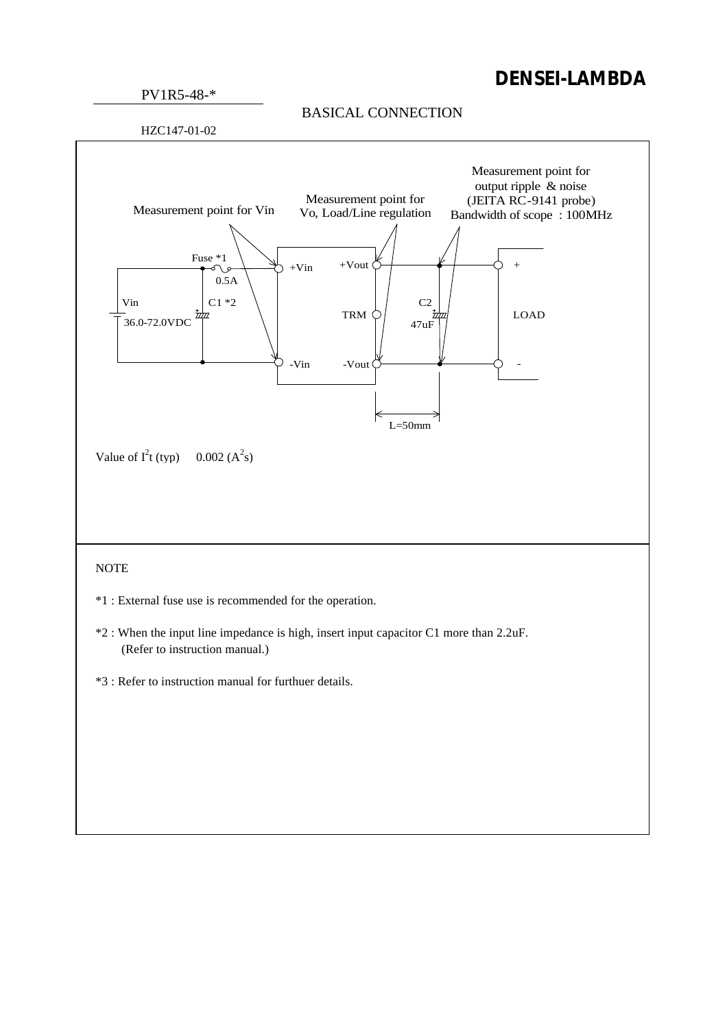PV1R5-48-*

HZC147-01-02

DENSEI-LAMBDA

## BASICAL CONNECTION

Measurement point for Vin

Measurement point for Vo, Load/Line regulation

Measurement point for output ripple & noise (JEITA RC-9141 probe) Bandwidth of scope : 100MHz

Fuse *1
0.5A

Vin
36.0-72.0VDC

C1 *2

+Vin

-Vin

+Vout

TRM

-Vout

C2
47uF

+

LOAD

-

L=50mm

Value of $I^2t$ (typ) 0.002 ($A^2s$)

NOTE

*1 : External fuse use is recommended for the operation.

*2 : When the input line impedance is high, insert input capacitor C1 more than 2.2uF.
(Refer to instruction manual.)

*3 : Refer to instruction manual for furthuer details.